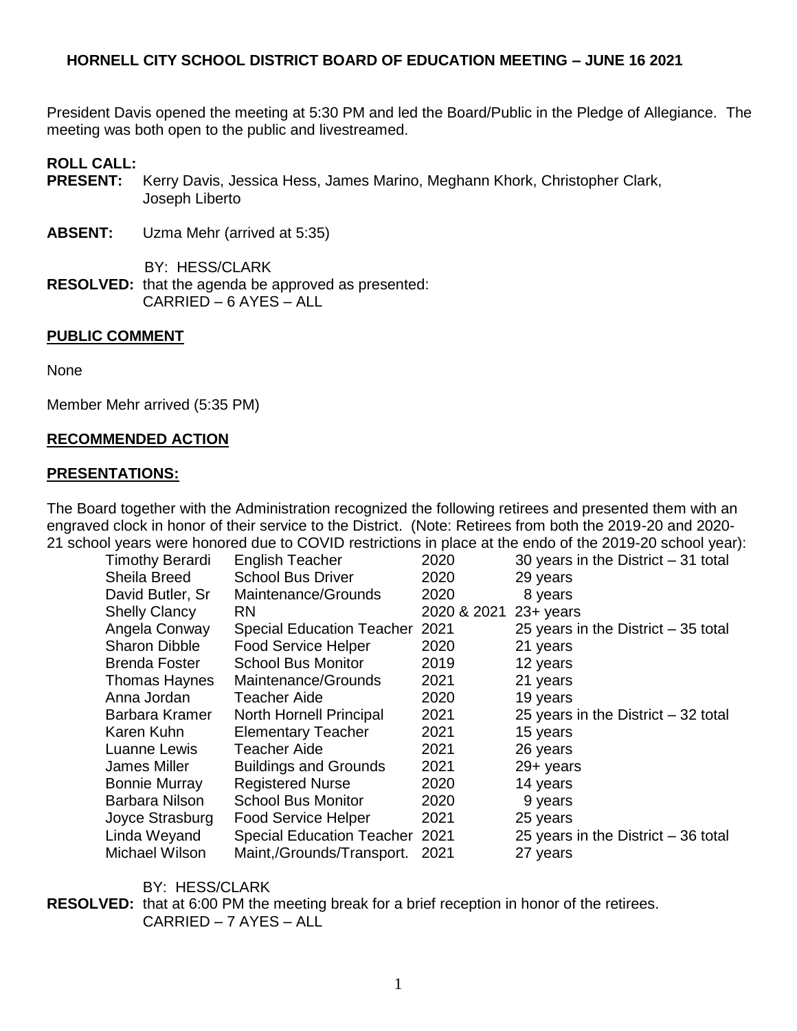# HORNELL CITY SCHOOL DISTRICT BOARD OF EDUCATION MEETING – JUNE 16 2021

President Davis opened the meeting at 5:30 PM and led the Board/Public in the Pledge of Allegiance. The meeting was both open to the public and livestreamed.

**ROLL CALL:**

**PRESENT:** Kerry Davis, Jessica Hess, James Marino, Meghann Khork, Christopher Clark, Joseph Liberto

**ABSENT:** Uzma Mehr (arrived at 5:35)

BY: HESS/CLARK

**RESOLVED:** that the agenda be approved as presented:
CARRIED – 6 AYES – ALL

**PUBLIC COMMENT**

None

Member Mehr arrived (5:35 PM)

**RECOMMENDED ACTION**

**PRESENTATIONS:**

The Board together with the Administration recognized the following retirees and presented them with an engraved clock in honor of their service to the District. (Note: Retirees from both the 2019-20 and 2020-21 school years were honored due to COVID restrictions in place at the endo of the 2019-20 school year):

| | | | |
|---|---|---|---|
| Timothy Berardi | English Teacher | 2020 | 30 years in the District – 31 total |
| Sheila Breed | School Bus Driver | 2020 | 29 years |
| David Butler, Sr | Maintenance/Grounds | 2020 | 8 years |
| Shelly Clancy | RN | 2020 & 2021 | 23+ years |
| Angela Conway | Special Education Teacher | 2021 | 25 years in the District – 35 total |
| Sharon Dibble | Food Service Helper | 2020 | 21 years |
| Brenda Foster | School Bus Monitor | 2019 | 12 years |
| Thomas Haynes | Maintenance/Grounds | 2021 | 21 years |
| Anna Jordan | Teacher Aide | 2020 | 19 years |
| Barbara Kramer | North Hornell Principal | 2021 | 25 years in the District – 32 total |
| Karen Kuhn | Elementary Teacher | 2021 | 15 years |
| Luanne Lewis | Teacher Aide | 2021 | 26 years |
| James Miller | Buildings and Grounds | 2021 | 29+ years |
| Bonnie Murray | Registered Nurse | 2020 | 14 years |
| Barbara Nilson | School Bus Monitor | 2020 | 9 years |
| Joyce Strasburg | Food Service Helper | 2021 | 25 years |
| Linda Weyand | Special Education Teacher | 2021 | 25 years in the District – 36 total |
| Michael Wilson | Maint,/Grounds/Transport. | 2021 | 27 years |

BY: HESS/CLARK

**RESOLVED:** that at 6:00 PM the meeting break for a brief reception in honor of the retirees.
CARRIED – 7 AYES – ALL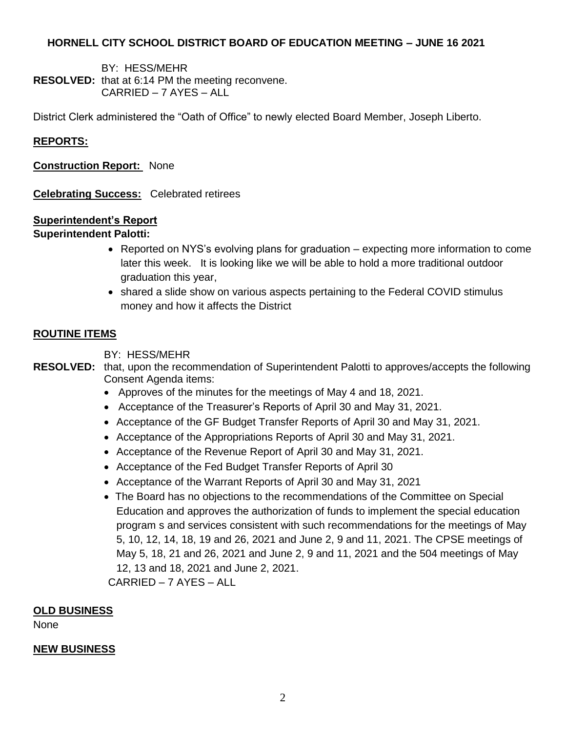**HORNELL CITY SCHOOL DISTRICT BOARD OF EDUCATION MEETING – JUNE 16 2021**

BY: HESS/MEHR
**RESOLVED:** that at 6:14 PM the meeting reconvene.
CARRIED – 7 AYES – ALL

District Clerk administered the "Oath of Office" to newly elected Board Member, Joseph Liberto.

**REPORTS:**

**Construction Report:** None

**Celebrating Success:** Celebrated retirees

**Superintendent's Report**
**Superintendent Palotti:**

- Reported on NYS's evolving plans for graduation – expecting more information to come later this week. It is looking like we will be able to hold a more traditional outdoor graduation this year,
- shared a slide show on various aspects pertaining to the Federal COVID stimulus money and how it affects the District

**ROUTINE ITEMS**

BY: HESS/MEHR
**RESOLVED:** that, upon the recommendation of Superintendent Palotti to approves/accepts the following Consent Agenda items:

- Approves of the minutes for the meetings of May 4 and 18, 2021.
- Acceptance of the Treasurer's Reports of April 30 and May 31, 2021.
- Acceptance of the GF Budget Transfer Reports of April 30 and May 31, 2021.
- Acceptance of the Appropriations Reports of April 30 and May 31, 2021.
- Acceptance of the Revenue Report of April 30 and May 31, 2021.
- Acceptance of the Fed Budget Transfer Reports of April 30
- Acceptance of the Warrant Reports of April 30 and May 31, 2021
- The Board has no objections to the recommendations of the Committee on Special Education and approves the authorization of funds to implement the special education program s and services consistent with such recommendations for the meetings of May 5, 10, 12, 14, 18, 19 and 26, 2021 and June 2, 9 and 11, 2021. The CPSE meetings of May 5, 18, 21 and 26, 2021 and June 2, 9 and 11, 2021 and the 504 meetings of May 12, 13 and 18, 2021 and June 2, 2021.

CARRIED – 7 AYES – ALL

**OLD BUSINESS**

None

**NEW BUSINESS**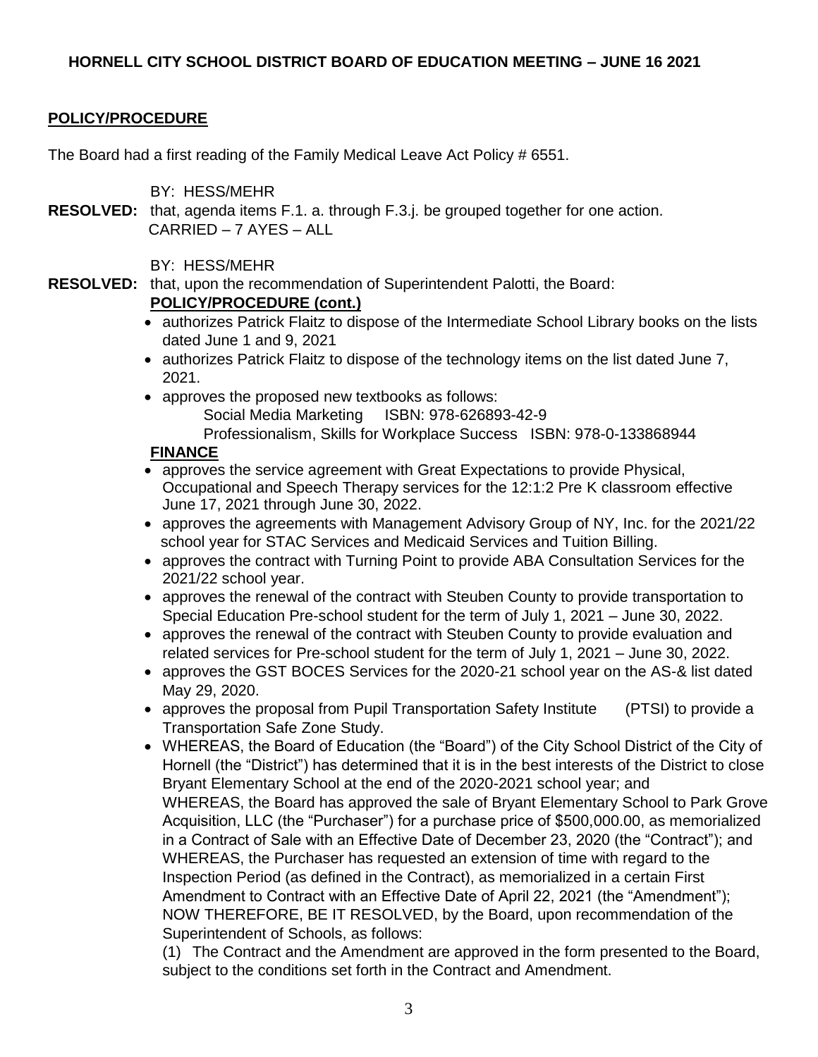## HORNELL CITY SCHOOL DISTRICT BOARD OF EDUCATION MEETING – JUNE 16 2021

**POLICY/PROCEDURE**

The Board had a first reading of the Family Medical Leave Act Policy # 6551.

BY: HESS/MEHR

**RESOLVED:** that, agenda items F.1. a. through F.3.j. be grouped together for one action.
CARRIED – 7 AYES – ALL

BY: HESS/MEHR

**RESOLVED:** that, upon the recommendation of Superintendent Palotti, the Board:

**POLICY/PROCEDURE (cont.)**

- authorizes Patrick Flaitz to dispose of the Intermediate School Library books on the lists dated June 1 and 9, 2021
- authorizes Patrick Flaitz to dispose of the technology items on the list dated June 7, 2021.
- approves the proposed new textbooks as follows:
  Social Media Marketing ISBN: 978-626893-42-9
  Professionalism, Skills for Workplace Success ISBN: 978-0-133868944

**FINANCE**

- approves the service agreement with Great Expectations to provide Physical, Occupational and Speech Therapy services for the 12:1:2 Pre K classroom effective June 17, 2021 through June 30, 2022.
- approves the agreements with Management Advisory Group of NY, Inc. for the 2021/22 school year for STAC Services and Medicaid Services and Tuition Billing.
- approves the contract with Turning Point to provide ABA Consultation Services for the 2021/22 school year.
- approves the renewal of the contract with Steuben County to provide transportation to Special Education Pre-school student for the term of July 1, 2021 – June 30, 2022.
- approves the renewal of the contract with Steuben County to provide evaluation and related services for Pre-school student for the term of July 1, 2021 – June 30, 2022.
- approves the GST BOCES Services for the 2020-21 school year on the AS-& list dated May 29, 2020.
- approves the proposal from Pupil Transportation Safety Institute (PTSI) to provide a Transportation Safe Zone Study.
- WHEREAS, the Board of Education (the "Board") of the City School District of the City of Hornell (the "District") has determined that it is in the best interests of the District to close Bryant Elementary School at the end of the 2020-2021 school year; and
  WHEREAS, the Board has approved the sale of Bryant Elementary School to Park Grove Acquisition, LLC (the "Purchaser") for a purchase price of $500,000.00, as memorialized in a Contract of Sale with an Effective Date of December 23, 2020 (the "Contract"); and
  WHEREAS, the Purchaser has requested an extension of time with regard to the Inspection Period (as defined in the Contract), as memorialized in a certain First Amendment to Contract with an Effective Date of April 22, 2021 (the "Amendment");
  NOW THEREFORE, BE IT RESOLVED, by the Board, upon recommendation of the Superintendent of Schools, as follows:
  (1) The Contract and the Amendment are approved in the form presented to the Board, subject to the conditions set forth in the Contract and Amendment.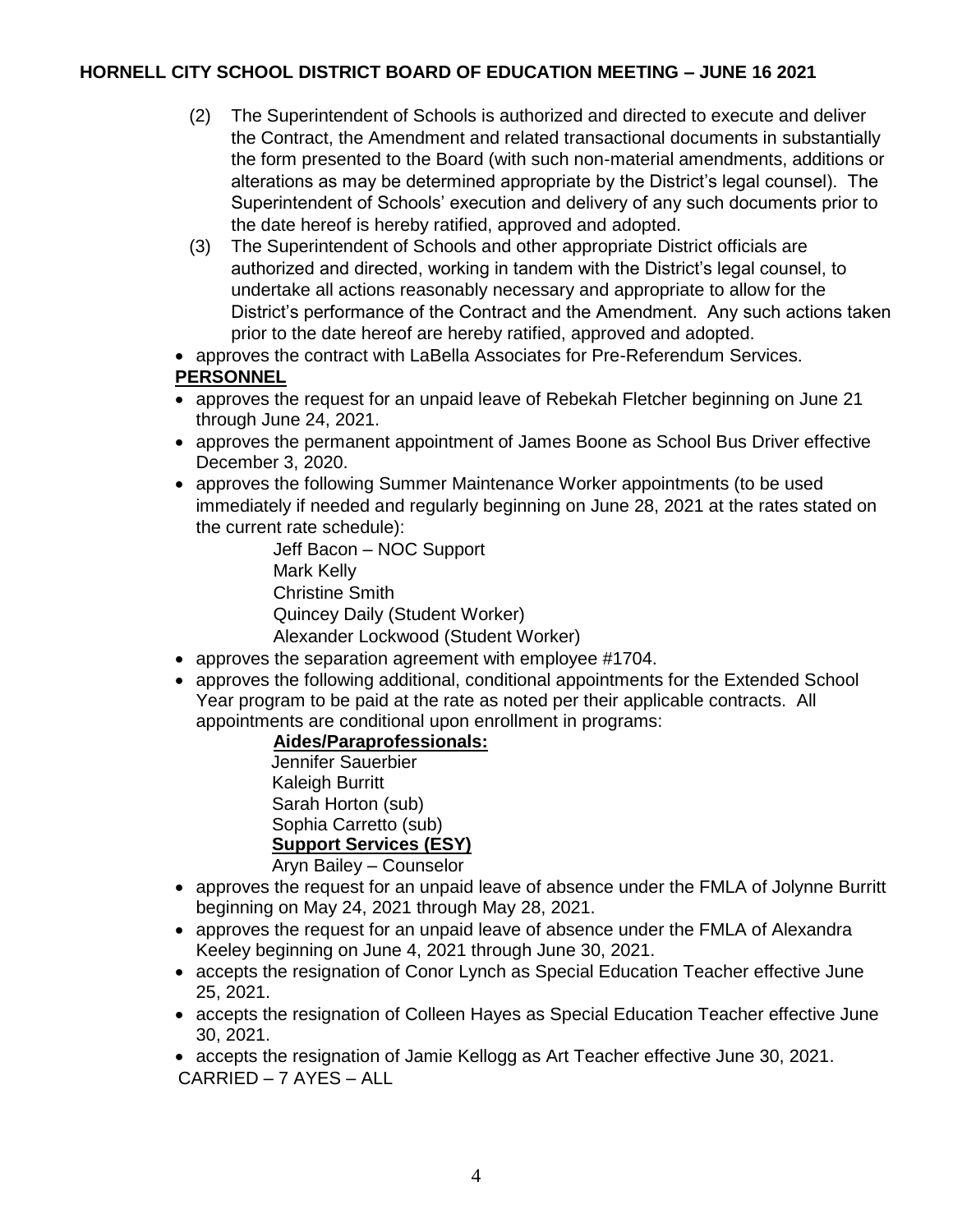(2) The Superintendent of Schools is authorized and directed to execute and deliver the Contract, the Amendment and related transactional documents in substantially the form presented to the Board (with such non-material amendments, additions or alterations as may be determined appropriate by the District's legal counsel). The Superintendent of Schools' execution and delivery of any such documents prior to the date hereof is hereby ratified, approved and adopted.

(3) The Superintendent of Schools and other appropriate District officials are authorized and directed, working in tandem with the District's legal counsel, to undertake all actions reasonably necessary and appropriate to allow for the District's performance of the Contract and the Amendment. Any such actions taken prior to the date hereof are hereby ratified, approved and adopted.

- approves the contract with LaBella Associates for Pre-Referendum Services.

**PERSONNEL**

- approves the request for an unpaid leave of Rebekah Fletcher beginning on June 21 through June 24, 2021.
- approves the permanent appointment of James Boone as School Bus Driver effective December 3, 2020.
- approves the following Summer Maintenance Worker appointments (to be used immediately if needed and regularly beginning on June 28, 2021 at the rates stated on the current rate schedule):

  Jeff Bacon – NOC Support
  Mark Kelly
  Christine Smith
  Quincey Daily (Student Worker)
  Alexander Lockwood (Student Worker)

- approves the separation agreement with employee #1704.
- approves the following additional, conditional appointments for the Extended School Year program to be paid at the rate as noted per their applicable contracts. All appointments are conditional upon enrollment in programs:

  **Aides/Paraprofessionals:**
  Jennifer Sauerbier
  Kaleigh Burritt
  Sarah Horton (sub)
  Sophia Carretto (sub)
  **Support Services (ESY)**
  Aryn Bailey – Counselor

- approves the request for an unpaid leave of absence under the FMLA of Jolynne Burritt beginning on May 24, 2021 through May 28, 2021.
- approves the request for an unpaid leave of absence under the FMLA of Alexandra Keeley beginning on June 4, 2021 through June 30, 2021.
- accepts the resignation of Conor Lynch as Special Education Teacher effective June 25, 2021.
- accepts the resignation of Colleen Hayes as Special Education Teacher effective June 30, 2021.
- accepts the resignation of Jamie Kellogg as Art Teacher effective June 30, 2021.

CARRIED – 7 AYES – ALL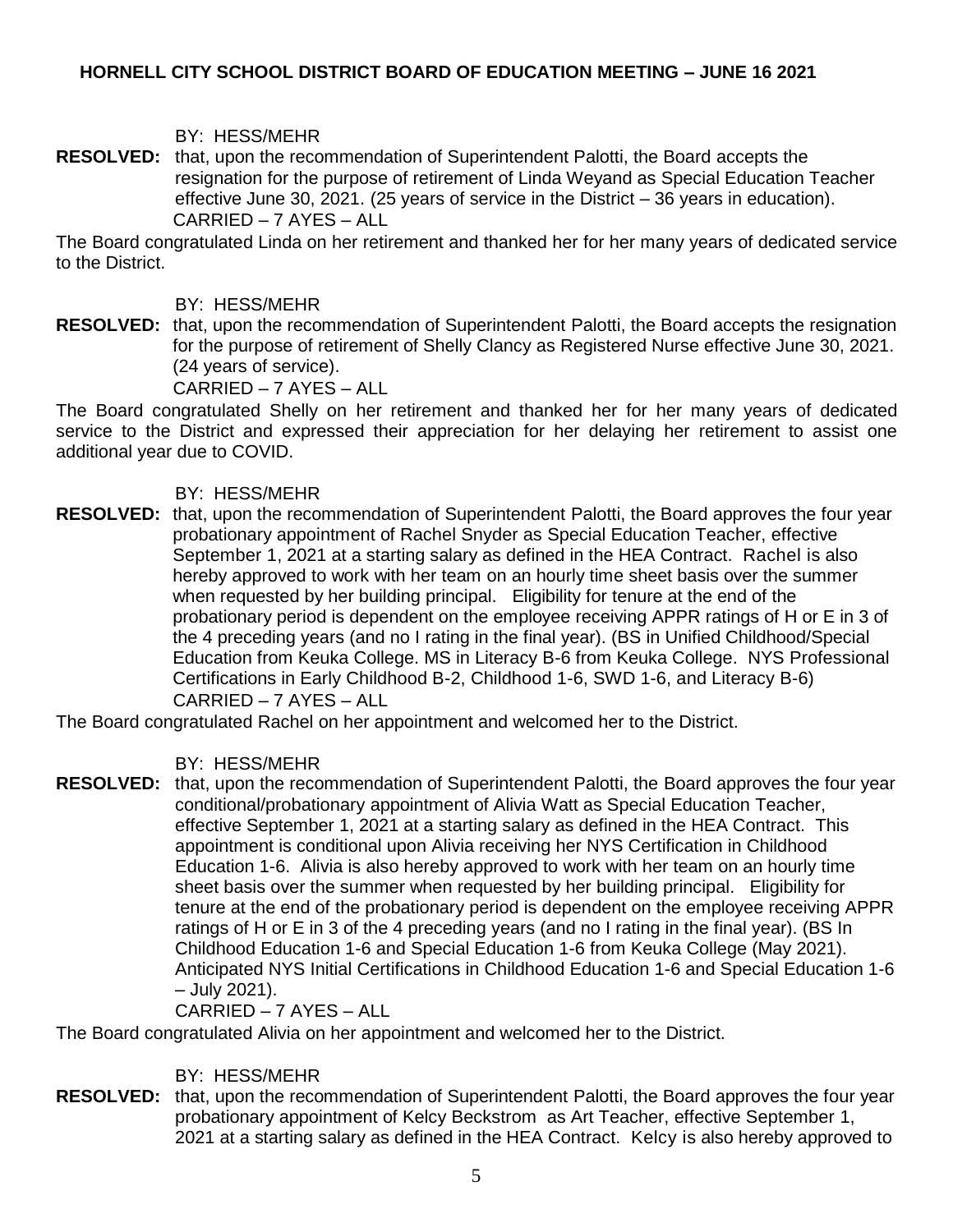BY: HESS/MEHR

**RESOLVED:** that, upon the recommendation of Superintendent Palotti, the Board accepts the resignation for the purpose of retirement of Linda Weyand as Special Education Teacher effective June 30, 2021. (25 years of service in the District – 36 years in education).
CARRIED – 7 AYES – ALL

The Board congratulated Linda on her retirement and thanked her for her many years of dedicated service to the District.

BY: HESS/MEHR

**RESOLVED:** that, upon the recommendation of Superintendent Palotti, the Board accepts the resignation for the purpose of retirement of Shelly Clancy as Registered Nurse effective June 30, 2021. (24 years of service).
CARRIED – 7 AYES – ALL

The Board congratulated Shelly on her retirement and thanked her for her many years of dedicated service to the District and expressed their appreciation for her delaying her retirement to assist one additional year due to COVID.

BY: HESS/MEHR

**RESOLVED:** that, upon the recommendation of Superintendent Palotti, the Board approves the four year probationary appointment of Rachel Snyder as Special Education Teacher, effective September 1, 2021 at a starting salary as defined in the HEA Contract. Rachel is also hereby approved to work with her team on an hourly time sheet basis over the summer when requested by her building principal. Eligibility for tenure at the end of the probationary period is dependent on the employee receiving APPR ratings of H or E in 3 of the 4 preceding years (and no I rating in the final year). (BS in Unified Childhood/Special Education from Keuka College. MS in Literacy B-6 from Keuka College. NYS Professional Certifications in Early Childhood B-2, Childhood 1-6, SWD 1-6, and Literacy B-6)
CARRIED – 7 AYES – ALL

The Board congratulated Rachel on her appointment and welcomed her to the District.

BY: HESS/MEHR

**RESOLVED:** that, upon the recommendation of Superintendent Palotti, the Board approves the four year conditional/probationary appointment of Alivia Watt as Special Education Teacher, effective September 1, 2021 at a starting salary as defined in the HEA Contract. This appointment is conditional upon Alivia receiving her NYS Certification in Childhood Education 1-6. Alivia is also hereby approved to work with her team on an hourly time sheet basis over the summer when requested by her building principal. Eligibility for tenure at the end of the probationary period is dependent on the employee receiving APPR ratings of H or E in 3 of the 4 preceding years (and no I rating in the final year). (BS In Childhood Education 1-6 and Special Education 1-6 from Keuka College (May 2021). Anticipated NYS Initial Certifications in Childhood Education 1-6 and Special Education 1-6 – July 2021).
CARRIED – 7 AYES – ALL

The Board congratulated Alivia on her appointment and welcomed her to the District.

BY: HESS/MEHR

**RESOLVED:** that, upon the recommendation of Superintendent Palotti, the Board approves the four year probationary appointment of Kelcy Beckstrom as Art Teacher, effective September 1, 2021 at a starting salary as defined in the HEA Contract. Kelcy is also hereby approved to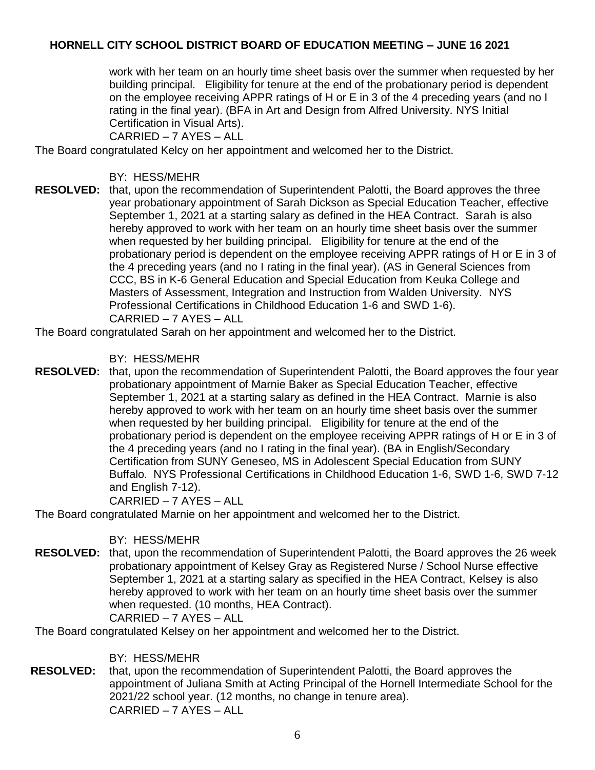work with her team on an hourly time sheet basis over the summer when requested by her building principal. Eligibility for tenure at the end of the probationary period is dependent on the employee receiving APPR ratings of H or E in 3 of the 4 preceding years (and no I rating in the final year). (BFA in Art and Design from Alfred University. NYS Initial Certification in Visual Arts).
CARRIED – 7 AYES – ALL

The Board congratulated Kelcy on her appointment and welcomed her to the District.

BY: HESS/MEHR

**RESOLVED:** that, upon the recommendation of Superintendent Palotti, the Board approves the three year probationary appointment of Sarah Dickson as Special Education Teacher, effective September 1, 2021 at a starting salary as defined in the HEA Contract. Sarah is also hereby approved to work with her team on an hourly time sheet basis over the summer when requested by her building principal. Eligibility for tenure at the end of the probationary period is dependent on the employee receiving APPR ratings of H or E in 3 of the 4 preceding years (and no I rating in the final year). (AS in General Sciences from CCC, BS in K-6 General Education and Special Education from Keuka College and Masters of Assessment, Integration and Instruction from Walden University. NYS Professional Certifications in Childhood Education 1-6 and SWD 1-6).
CARRIED – 7 AYES – ALL

The Board congratulated Sarah on her appointment and welcomed her to the District.

BY: HESS/MEHR

**RESOLVED:** that, upon the recommendation of Superintendent Palotti, the Board approves the four year probationary appointment of Marnie Baker as Special Education Teacher, effective September 1, 2021 at a starting salary as defined in the HEA Contract. Marnie is also hereby approved to work with her team on an hourly time sheet basis over the summer when requested by her building principal. Eligibility for tenure at the end of the probationary period is dependent on the employee receiving APPR ratings of H or E in 3 of the 4 preceding years (and no I rating in the final year). (BA in English/Secondary Certification from SUNY Geneseo, MS in Adolescent Special Education from SUNY Buffalo. NYS Professional Certifications in Childhood Education 1-6, SWD 1-6, SWD 7-12 and English 7-12).
CARRIED – 7 AYES – ALL

The Board congratulated Marnie on her appointment and welcomed her to the District.

BY: HESS/MEHR

**RESOLVED:** that, upon the recommendation of Superintendent Palotti, the Board approves the 26 week probationary appointment of Kelsey Gray as Registered Nurse / School Nurse effective September 1, 2021 at a starting salary as specified in the HEA Contract, Kelsey is also hereby approved to work with her team on an hourly time sheet basis over the summer when requested. (10 months, HEA Contract).
CARRIED – 7 AYES – ALL

The Board congratulated Kelsey on her appointment and welcomed her to the District.

BY: HESS/MEHR

**RESOLVED:** that, upon the recommendation of Superintendent Palotti, the Board approves the appointment of Juliana Smith at Acting Principal of the Hornell Intermediate School for the 2021/22 school year. (12 months, no change in tenure area).
CARRIED – 7 AYES – ALL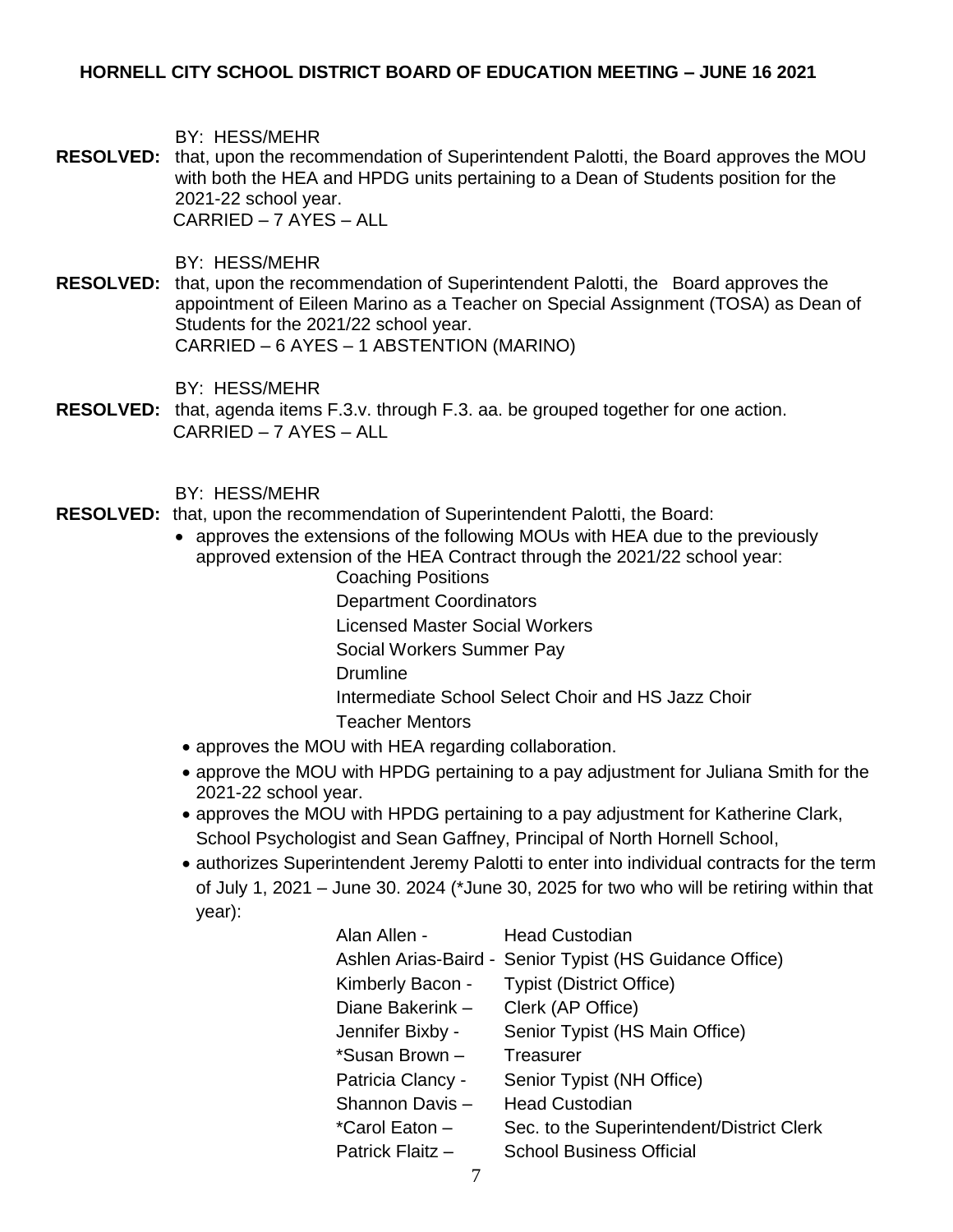**HORNELL CITY SCHOOL DISTRICT BOARD OF EDUCATION MEETING – JUNE 16 2021**

BY: HESS/MEHR

**RESOLVED:** that, upon the recommendation of Superintendent Palotti, the Board approves the MOU with both the HEA and HPDG units pertaining to a Dean of Students position for the 2021-22 school year.
CARRIED – 7 AYES – ALL

BY: HESS/MEHR

**RESOLVED:** that, upon the recommendation of Superintendent Palotti, the Board approves the appointment of Eileen Marino as a Teacher on Special Assignment (TOSA) as Dean of Students for the 2021/22 school year.
CARRIED – 6 AYES – 1 ABSTENTION (MARINO)

BY: HESS/MEHR

**RESOLVED:** that, agenda items F.3.v. through F.3. aa. be grouped together for one action.
CARRIED – 7 AYES – ALL

BY: HESS/MEHR

**RESOLVED:** that, upon the recommendation of Superintendent Palotti, the Board:

- approves the extensions of the following MOUs with HEA due to the previously approved extension of the HEA Contract through the 2021/22 school year:
  - Coaching Positions
  - Department Coordinators
  - Licensed Master Social Workers
  - Social Workers Summer Pay
  - Drumline
  - Intermediate School Select Choir and HS Jazz Choir
  - Teacher Mentors
- approves the MOU with HEA regarding collaboration.
- approve the MOU with HPDG pertaining to a pay adjustment for Juliana Smith for the 2021-22 school year.
- approves the MOU with HPDG pertaining to a pay adjustment for Katherine Clark, School Psychologist and Sean Gaffney, Principal of North Hornell School,
- authorizes Superintendent Jeremy Palotti to enter into individual contracts for the term of July 1, 2021 – June 30. 2024 (*June 30, 2025 for two who will be retiring within that year):

| | |
|---|---|
| Alan Allen - | Head Custodian |
| Ashlen Arias-Baird - | Senior Typist (HS Guidance Office) |
| Kimberly Bacon - | Typist (District Office) |
| Diane Bakerink – | Clerk (AP Office) |
| Jennifer Bixby - | Senior Typist (HS Main Office) |
| *Susan Brown – | Treasurer |
| Patricia Clancy - | Senior Typist (NH Office) |
| Shannon Davis – | Head Custodian |
| *Carol Eaton – | Sec. to the Superintendent/District Clerk |
| Patrick Flaitz – | School Business Official |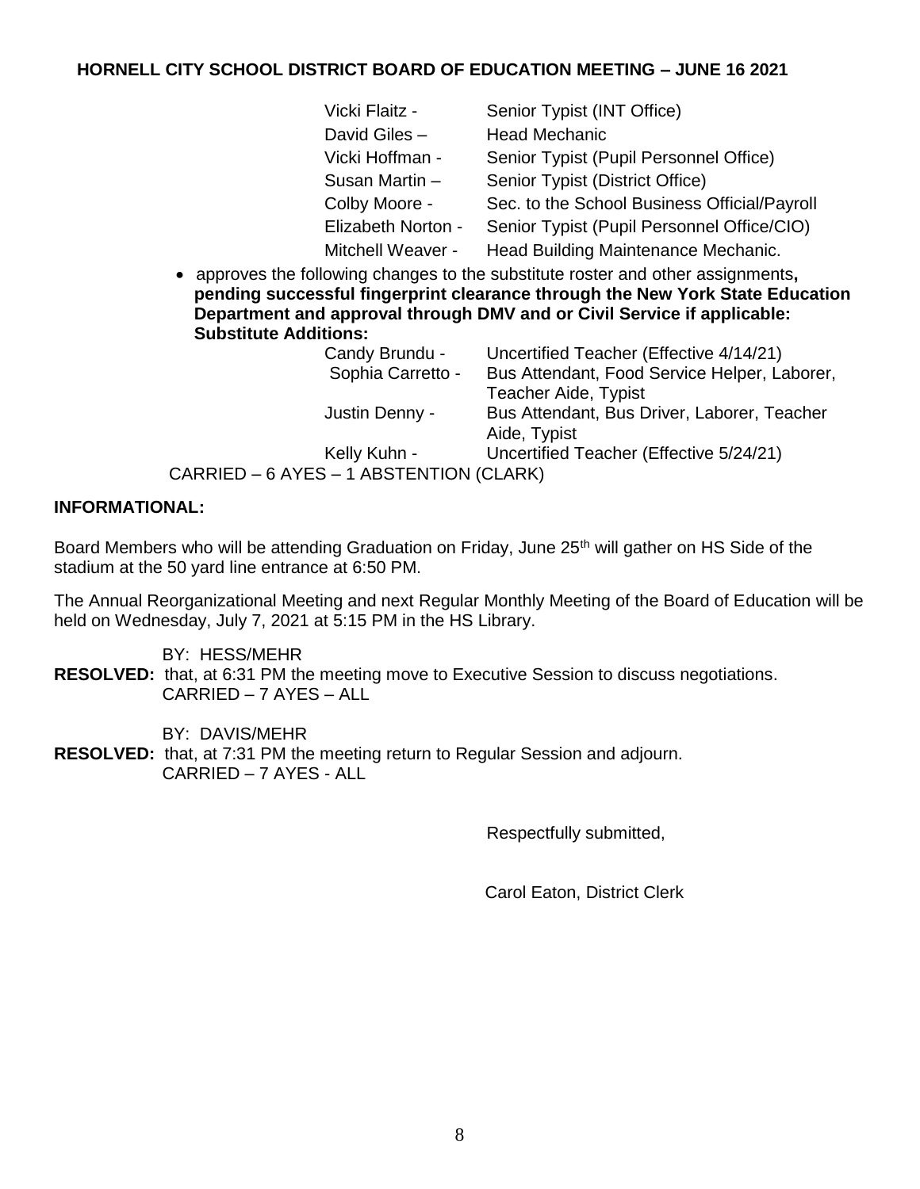Vicki Flaitz - Senior Typist (INT Office)
David Giles – Head Mechanic
Vicki Hoffman - Senior Typist (Pupil Personnel Office)
Susan Martin – Senior Typist (District Office)
Colby Moore - Sec. to the School Business Official/Payroll
Elizabeth Norton - Senior Typist (Pupil Personnel Office/CIO)
Mitchell Weaver - Head Building Maintenance Mechanic.

- approves the following changes to the substitute roster and other assignments, **pending successful fingerprint clearance through the New York State Education Department and approval through DMV and or Civil Service if applicable:**
  **Substitute Additions:**

  Candy Brundu - Uncertified Teacher (Effective 4/14/21)
  Sophia Carretto - Bus Attendant, Food Service Helper, Laborer, Teacher Aide, Typist
  Justin Denny - Bus Attendant, Bus Driver, Laborer, Teacher Aide, Typist
  Kelly Kuhn - Uncertified Teacher (Effective 5/24/21)

CARRIED – 6 AYES – 1 ABSTENTION (CLARK)

**INFORMATIONAL:**

Board Members who will be attending Graduation on Friday, June 25th will gather on HS Side of the stadium at the 50 yard line entrance at 6:50 PM.

The Annual Reorganizational Meeting and next Regular Monthly Meeting of the Board of Education will be held on Wednesday, July 7, 2021 at 5:15 PM in the HS Library.

BY: HESS/MEHR
**RESOLVED:** that, at 6:31 PM the meeting move to Executive Session to discuss negotiations.
CARRIED – 7 AYES – ALL

BY: DAVIS/MEHR
**RESOLVED:** that, at 7:31 PM the meeting return to Regular Session and adjourn.
CARRIED – 7 AYES - ALL

Respectfully submitted,

Carol Eaton, District Clerk